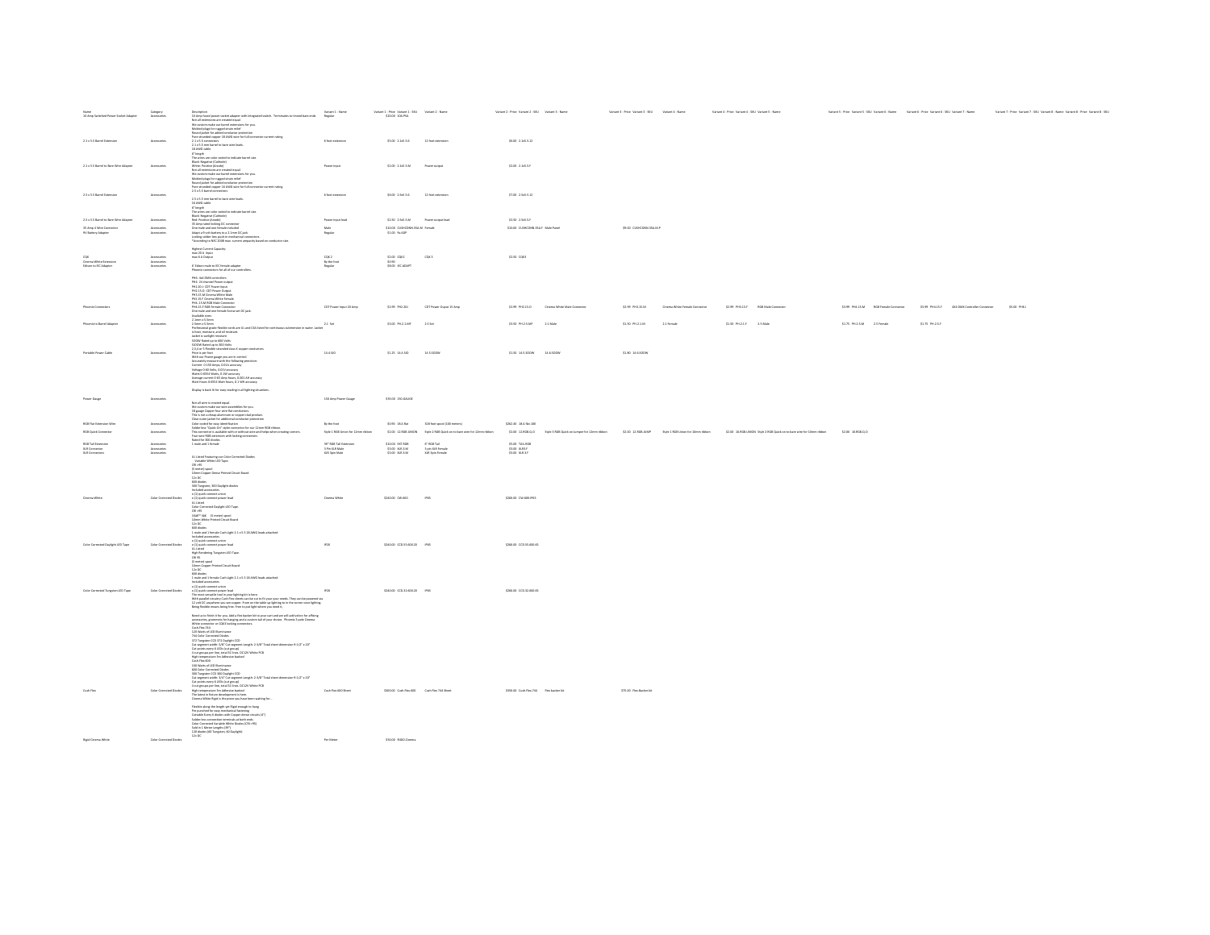| Name | Category | Description | Variant 1 - Name | Variant 1 - Price | Variant 1 - SKU | Variant 2 - Name | Variant 2 - Price | Variant 2 - SKU | Variant 3 - Name | Variant 3 - Price | Variant 3 - SKU | Variant 4 - Name | Variant 4 - Price | Variant 4 - SKU | Variant 5 - Name | Variant 5 - Price | Variant 5 - SKU | Variant 6 - Name | Variant 6 - Price | Variant 6 - SKU | Variant 7 - Name | Variant 7 - Price | Variant 7 - SKU | Variant 8 - Name | Variant 8 - Price | Variant 8 - SKU |
|---|---|---|---|---|---|---|---|---|---|---|---|---|---|---|---|---|---|---|---|---|---|---|---|---|---|---|
| 10 Amp Switched Power Socket Adapter | Accessories | 10 Amp fused power socket adapter with integrated switch. Terminates to tinned bare ends | Regular | $20.00 | 10A-PSA | | | | | | | | | | | | | | | | | | | | | |
| 2.1 x 5.5 Barrel Extension | Accessories | Not all extensions are created equal. We custom make our barrel extensions for you. Molded plugs for rugged strain relief. Round jacket for added conductor protection. Pure stranded copper 18 AWG wire for full extension current rating. 2.1 x 5.5 connectors | 6 foot extension | $5.00 | 2.1x5.5-6 | 12 foot extension | $8.00 | 2.1x5.5-12 | | | | | | | | | | | | | | | | | | |
| 2.1 x 5.5 Barrel to Bare Wire Adapter | Accessories | 2.1 x 5.5 mm barrel to bare wire leads. 18 AWG cable. 6" length. The wires are color coded to indicate barrel size. Black: Negative (Cathode) White: Positive (Anode) | Power input | $3.00 | 2.1x5.5-M | Power output | $3.00 | 2.1x5.5-F | | | | | | | | | | | | | | | | | | |
| 2.5 x 5.5 Barrel Extension | Accessories | Not all extensions are created equal. We custom make our barrel extensions for you. Molded plugs for rugged strain relief. Round jacket for added conductor protection. Pure stranded copper 18 AWG wire for full extension current rating. 2.5 x 5.5 barrel connectors | 6 foot extension | $6.00 | 2.5x5.5-6 | 12 foot extension | $7.00 | 2.5x5.5-12 | | | | | | | | | | | | | | | | | | |
| 2.5 x 5.5 Barrel to Bare Wire Adapter | Accessories | 2.5 x 5.5 mm barrel to bare wire leads. 18 AWG cable. 6" length. The wires are color coded to indicate barrel size. Black: Negative (Cathode) Red: Positive (Anode) | Power input lead | $2.50 | 2.5x5.5-M | Power output lead | $2.50 | 2.5x5.5-F | | | | | | | | | | | | | | | | | | |
| 35 Amp 2-Wire Connector | Accessories | 35 Amp rated locking DC connector. One male and one female included | Male | $10.00 | CUSHCONN-35A-M | Female | $10.00 | CUSHCONN-35A-F | Male Panel | $9.00 | CUSHCONN-35A-MP | | | | | | | | | | | | | | | |
| 9V Battery Adapter | Accessories | Adapt a 9 volt battery to a 2.1mm DC jack. Locking solder-less push in mechanical connectors. *According to NEC 2008 max. current ampacity based on conductor size. | Regular | $1.00 | 9v-ADP | | | | | | | | | | | | | | | | | | | | | |
| CQE | Accessories | Highest Current Capacity. max 20 A Input. max 8 A Output | CQE 2 | $2.00 | CQE2 | CQE 3 | $3.50 | CQE3 | | | | | | | | | | | | | | | | | | |
| Cinema White Extension | Accessories | | By the foot | $0.60 | | | | | | | | | | | | | | | | | | | | | | |
| Edison to IEC Adapter | Accessories | 6' Edison male to IEC female adapter | Regular | $8.00 | IEC-ADAPT | | | | | | | | | | | | | | | | | | | | | |
| Phoenix Connectors | Accessories | Phoenix connectors for all of our controllers. PH4: 4x4 DMX controllers. PH5: 2G channel Power output. PH2-20-I: CDT Power Input. PH2-15-O: CDT Power Output. PH3-15-M Cinema White Male. PH3-15-F Cinema White Female. PH4-15-M RGB Male Connector. PH4-15-F RGB Female Connector | CDT Power Input 20 Amp | $2.99 | PH2-20-I | CDT Power Output 15 Amp | $2.99 | PH2-15-O | Cinema White Male Connector | $2.99 | PH3-15-M | Cinema White Female Connector | $2.99 | PH3-15-F | RGB Male Connector | $3.99 | PH4-15-M | RGB Female Connector | $3.99 | PH4-15-F | 4X4 DMX Controller Connector | $5.00 | PH4-I | | | |
| Phoenix to Barrel Adapter | Accessories | One male and one female Screw on DC jack. Available sizes: 2.1mm x 5.5mm, 2.5mm x 5.5mm | 2.1 Set | $5.00 | PH2.1-SET | 2.5 Set | $3.50 | PH2.5-SET | 2.1 Male | $2.50 | PH2.1-M | 2.1 Female | $1.50 | PH2.1-F | 2.5 Male | $1.75 | PH2.5-M | 2.5 Female | $1.75 | PH2.5-F | | | | | | |
| Portable Power Cable | Accessories | Professional grade flexible cords are UL and CSA listed for continuous submersion in water. Jacket is heat, moisture, and oil resistant. Jacket is sunlight resistant. SOOW Rated up to 600 Volts. SJOOW Rated up to 300 Volts. 2,3,4 or 5 Flexible stranded class K copper conductors. Price is per foot. | 14-3 SJO | $1.25 | 14-3-SJO | 14-3 SOOW | $1.50 | 14-3-SOOW | 14-4 SOOW | $1.80 | 14-4-SOOW | | | | | | | | | | | | | | | |
| Power Gauge | Accessories | With our Power gauge you are in control. Accurately measure with the following precision: Current: 0-150 Amps, 0.01A accuracy. Voltage 0-90 Volts, 0.01V accuracy. Watts 0-8554 Watts, 0.1W accuracy. Average current 0-65 Amp hours, 0.001 AH accuracy. Watt hours 0-8554 Watt hours, 0.1 WH accuracy. Display is back lit for easy reading in all lighting situations. | 150 Amp Power Gauge | $35.00 | 150-GAUGE | | | | | | | | | | | | | | | | | | | | | |
| RGB Flat Extension Wire | Accessories | Not all wire is created equal. We custom make our wire assemblies for you. 18 gauge Copper four wire flat conductors. This is not a cheap aluminum or copper clad product. Clear outer jacket for additional conductor protection. Color coded for easy identification. | By the foot | $0.90 | 18-4-flat | 328 foot spool (100 meters) | $262.40 | 18-4-flat-100 | | | | | | | | | | | | | | | | | | |
| RGB Quick Connector | Accessories | Solderless "Quick On" style connector for our 12mm RGB ribbon. This connector is available with or without wire and helps when creating corners. | Style 1 RGB Union for 12mm ribbon | $2.00 | 12-RGB-UNION | Style 2 RGB Quick on to bare wire for 12mm ribbon | $3.00 | 12-RGB-Q-O | Style 3 RGB Quick on jumper for 12mm ribbon | $3.00 | 12-RGB-JUMP | Style 1 RGB Union for 10mm ribbon | $2.00 | 10-RGB-UNION | Style 2 RGB Quick on to bare wire for 10mm ribbon | $2.00 | 10-RGB-Q-O | | | | | | | | | |
| RGB Tail Extension | Accessories | Four wire RGB extension with locking connectors. 1 male and 1 female | 39" RGB Tail Extension | $10.00 | EXT-RGB | 6" RGB Tail | $5.00 | TAIL-RGB | | | | | | | | | | | | | | | | | | |
| XLR Connector | Accessories | | 5 Pin XLR Male | $3.00 | XLR-5M | 5 pin XLR Female | $3.00 | XLR-5F | | | | | | | | | | | | | | | | | | |
| XLR Connectors | Accessories | | XLR 3pin Male | $3.00 | XLR-3-M | XLR 3pin Female | $3.00 | XLR-3-F | | | | | | | | | | | | | | | | | | |
| Cinema White | Color Corrected Diodes | UL Listed Featuring our Color Corrected Diodes. Variable White LED Tape. CRI >95. (5 meter) spool. 10mm Copper Dense Printed Circuit Board. 12v DC. 600 diodes. 300 Tungsten, 300 Daylight diodes. Included accessories: x (1) quick connect union x (1) quick connect power lead | Cinema White | $240.00 | CW-600 | IP65 | $280.00 | CW-600-IP65 | | | | | | | | | | | | | | | | | | |
| Color Corrected Daylight LED Tape | Color Corrected Diodes | UL Listed. Color Corrected Daylight LED Tape. CRI >95. 5600°K (5 meter) spool. 10mm White Printed Circuit Board. 12v DC. 600 diodes. 1 male and 1 female Cush Light 2.1 x 5.5 18 AWG leads attached. Included accessories: x (1) quick connect union x (1) quick connect power lead | IP20 | $240.00 | CCD-55-600-20 | IP65 | $280.00 | CCD-55-600-65 | | | | | | | | | | | | | | | | | | |
| Color Corrected Tungsten LED Tape | Color Corrected Diodes | UL Listed. High Rendering Tungsten LED Tape. CRI 95. (5 meter) spool. 10mm Copper Printed Circuit Board. 12v DC. 600 diodes. 1 male and 1 female Cush Light 2.1 x 5.5 18 AWG leads attached. Included accessories: x (1) quick connect union x (1) quick connect power lead | IP20 | $240.00 | CCD-32-600-20 | IP65 | $280.00 | CCD-32-600-65 | | | | | | | | | | | | | | | | | | |
| Cush Flex | Color Corrected Diodes | The most versatile tool in your lighting kit is here. With parallel circuitry Cush Flex sheets can be cut to fit your size needs. They can be powered via 12 volt DC anywhere you see copper. From on the table up lighting to in the corner now lighting. Being flexible means being free. Free to put light where you need it. Need a to finish it for you. Add a flex backer kit to your cart and we will add velcro for affixing accessories, grommets for hanging and a custom tail of your choice. Phoenix 3 pole Cinema White connector or CQE3 locking connectors. Cush Flex 744: 120 Watts of LED Illuminance. 744 Color Corrected Diodes. 372 Tungsten CCD 372 Daylight CCD. Cut segment width: 5/8" Cut segment length: 2 3/8" Total sheet dimension 9 1/2" x 24". Cut points every 6 LEDs (cut group). 6 cut groups per line, total 31 lines. DC12V White PCB. High temperature 3m Adhesive backed. Cush Flex 600: 100 Watts of LED Illuminance. 600 Color Corrected Diodes. 300 Tungsten CCD 300 Daylight CCD. Cut segment width: 3/4" Cut segment length: 2 3/8" Total sheet dimension 9 1/2" x 24". Cut points every 6 LEDs (cut group). 4 cut groups per line, total 31 lines. DC12V White PCB. High temperature 3m Adhesive backed. The latest in future development is here. | Cush Flex 600 Sheet | $300.00 | Cush-Flex-600 | Cush Flex 744 Sheet | $350.00 | Cush-Flex-744 | Flex backer kit | $75.00 | Flex-Backer-kit | | | | | | | | | | | | | | | |
| Rigid Cinema White | Color Corrected Diodes | Cinema White Rigid is the piece you have been waiting for... Flexible along the length yet Rigid enough to hang. Pre-punched for easy mechanical fastening. Cuttable Every 6 diodes with Copper dense circuits (4"). Solder-less connection terminals at both ends. Color Corrected Variable White Diodes (CRI >95). Sold in 1 Meter Lengths (39"). 120 diodes (60 Tungsten, 60 Daylight). 12v DC | Per Meter | $70.00 | RIGID-Cinema | | | | | | | | | | | | | | | | | | | | | |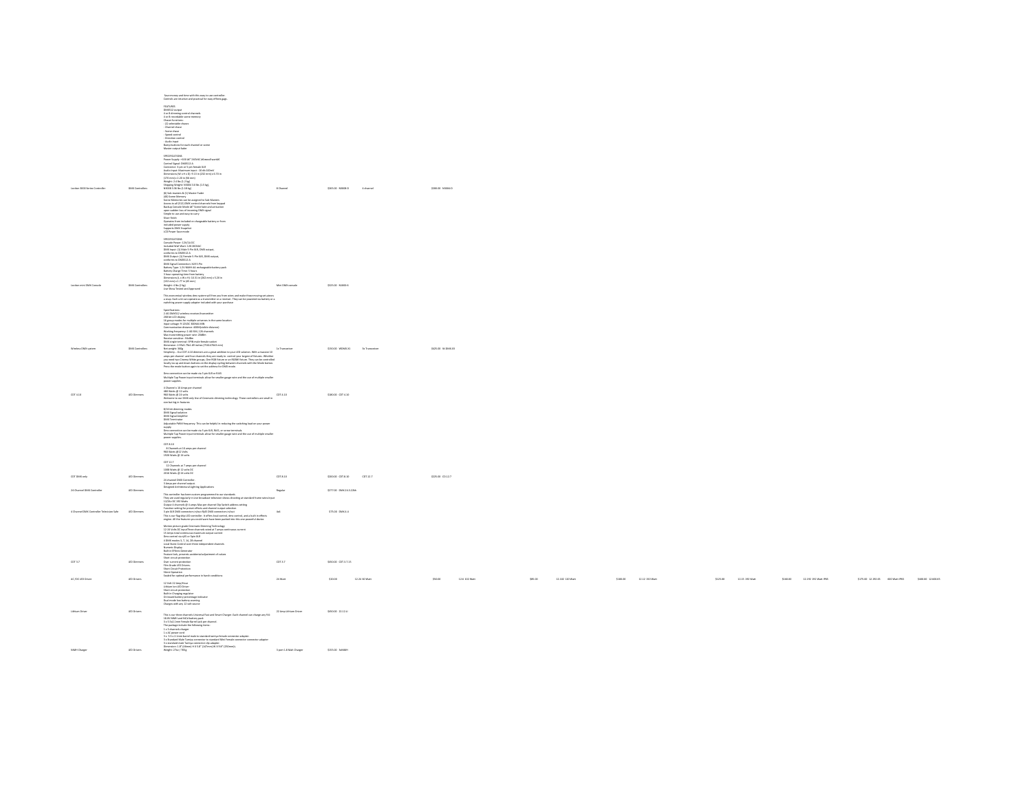| Product | Category | Description | Option 1 | Price / SKU 1 | Option 2 | Price / SKU 2 | Option 3 | Price / SKU 3 | Option 4 | Price / SKU 4 | Option 5 | Price / SKU 5 | Option 6 | Price / SKU 6 | Option 7 | Price / SKU 7 | Option 8 | Price / SKU 8 |
|---|---|---|---|---|---|---|---|---|---|---|---|---|---|---|---|---|---|---|
| Leviton 3000 Series Controller | DMX Controllers | Save money and time with this easy to use controller. Controls are intuitive and practical for easy effects page.<br><br>FEATURES<br>DMX512 output<br>4 or 8 dimming control channels<br>4 or 8 recordable scene memory<br>Chase functions<br>- 21 selectable chases<br>- Channel chase<br>- Scene chase<br>- Speed control<br>- Direction control<br>- Audio input<br>Bump buttons for each channel or scene<br>Master output fader<br><br>SPECIFICATIONS<br>Power Supply: 100-AC 120VAC 60watt/Power AC<br>Control Signal: DMX512-A<br>Connector: 3-pin or 5-pin female XLR<br>Audio input: Maximum input - 10 db 100mV<br>Dimensions (W x H x D): 9.13 in (232 mm) x 0.73 in (19 mm)<br>Weight: 2.4 lbs (1.1kg)<br>Shipping Weight: N3004 3.0 lbs (1.5 kg), N3008 3.36 lbs (1.54 kg) | 8 Channel | $369.00 N3008-D | 4 channel | $288.00 N3004-D | | | | | | | | | | | | |
| Leviton mini DMX Console | DMX Controllers | (8) Sub-masters & (1) Master Fader<br>(48) Scene Memory<br>Scene Memories can be assigned to Sub-Masters<br>Access to all (512) DMX control channels from keypad<br>Backup Console Mode – Scene fade and activation upon sudden loss of incoming DMX signal<br>Simple to use and easy to carry<br>Silver finish<br>Operates from included or chargeable battery or from included power supply<br>Supports DMX Snapshot<br>LCD Power Save mode<br><br>SPECIFICATIONS<br>Console Power: 12V/14 DC<br>Included Wall Wart: 120-240VAC<br>DMX Input: (1) Male 5-Pin XLR, DMX output, conforms to DMX512-A<br>DMX Output: (1) Female 5-Pin XLR, DMX output, conforms to DMX512-A<br>DMX Signal Connectors: XLR 5-Pin<br>Battery Type: 1.2V NiMH AA rechargeable battery pack<br>Battery Charge Time: 5 hours<br>5 hour operating time from battery<br>Dimensions (L x W x H): 10.31 in (262 mm) x 5.20 in (132 mm) x 1.77 in (45 mm)<br>Weight: 4 lbs (2 kg)<br>Live Show Tested and Approved | Mini DMX console | $325.00 N1000-K | | | | | | | | | | | | | | |
| Wireless DMX system | DMX Controllers | This economical wireless dmx system will free you from wires and make those moving set pieces a snap. Each unit can operate as a transmitter or a receiver. They can be powered via battery or a switching power supply adapter included with your purchase.<br><br>Specifications:<br>2.4G DMX512 wireless receiver/transmitter<br>208 bit LCD display<br>16 group modes for multiple universes in the same location<br>Input voltage: 9-12VDC 300MA MIN<br>Communication distance: 400M (within distance)<br>Working frequency: 2.4G ISM, 126 channels<br>Max transmitting power size: 20dBm<br>Receive sensitive: -94dBm<br>DMX single terminal: 3PIN male female socket<br>Dimension: 1.4x5.7x1.6 inches<br>Net weight: 360g | 1x Transceiver | $159.00 WDMX-01 | 3x Transceiver | $425.00 W-DMX-03 | | | | | | | | | | | | |
| CDT 4.10 | LED Dimmers | Simplicity... Our CDT 4.10 dimmers are a great addition to your LED solution. With a massive 10 amps per channel and four channels they are ready to control your largest of fixtures. Whether you need two Cinema White groups, One RGB Fixture or an RGBW Fixture. They can be controlled locally via up and down buttons on the display cycling between channels with the Mode button. Press the mode button again to set the address for DMX mode.<br><br>Dmx connection can be made via 5 pin XLR or RJ45<br>Multiple Tap Power input terminals allow for smaller gauge wire and the use of multiple smaller power supplies.<br><br>4 Channels x 10 Amps per channel<br>480 Watts @ 12 volts<br>960 Watts @ 24 volts | CDT 4.10 | $180.00 CDT-4.10 | | | | | | | | | | | | | | |
| CDT DMX only | LED Dimmers | Welcome to our DMX only line of Cinematic dimming technology. These controllers are small in size but big in features:<br><br>8/16 bit dimming modes<br>DMX Signal Isolation<br>DMX Signal Amplifier<br>DMX Terminator<br>Adjustable PWM frequency. This can be helpful in reducing the switching load on your power supply<br>Dmx connection can be made via 5 pin XLR, RJ45, or screw terminals.<br>Multiple Tap Power input terminals allow for smaller gauge wire and the use of multiple smaller power supplies.<br><br>CDT 8.10<br>8 Channels at 10 amps per channel<br>960 Watts @12 Volts<br>1920 Watts @ 24 volts<br><br>CDT 12.7<br>12 Channels at 7 amps per channel<br>1008 Watts @ 12 volts DC<br>2016 Watts @ 24 volts DC | CDT 8.10 | $300.00 CDT-8.10 | CDT 12.7 | $225.00 CD-12.7 | | | | | | | | | | | | |
| 24 Channel DMX Controller | LED Dimmers | 24 channel DMX Controller<br>3 Amps per channel output<br>Designed Architectural Lighting Applications | Regular | $377.00 DMX-24-3-12Bit | | | | | | | | | | | | | | |
| 4 Channel DMX Controller Television Safe | LED Dimmers | This controller has been custom programmed to our standards<br>They are used regularly in Live broadcast television shows shooting at standard frame rates input 12/24v DC 192 Watts<br>Output 4 channels @ 4 amps Max per channel Dip Switch address setting<br>Function setting for preset effects and channel output selection<br>3 pin XLR DMX connectors in/out RJ45 DMX connectors in/out<br>This is our flagship LED controller. It offers local control, dmx control, and a built in effects engine. All the features you could want have been packed into this one powerful device. | 4x4 | $75.00 DMX-4-4 | | | | | | | | | | | | | | |
| CDT 3.7 | LED Dimmers | Motion picture grade Cinematic Dimming Technology<br>12-24 Volts DC input/Three channels rated at 7 amps continuous current<br>21 Amps total continuous maximum output current<br>Dmx control via XLR or 5pin XLR<br>3 DMX modes 3, 7, 16, 28 channel<br>Local Static Control over three independent channels<br>Numeric Display<br>Built in Effects Generator<br>Feature lock, prevents accidental adjustment of values<br>Short circuit protection<br>Over current protection<br>Film Grade LED Drivers<br>Short Circuit Protection<br>Silent Operation<br>Sealed for optimal performance in harsh conditions | CDT 3.7 | $40.00 CDT-3.7.15 | | | | | | | | | | | | | | |
| AC/DC LED Driver | LED Drivers | | 24 Watt | $20.00 12.24 | 60 Watt | $50.00 12.6 | 102 Watt | $80.00 12.102 | 120 Watt | $88.00 12.12 | 192 Watt | $125.00 12.15 | 192 Watt | $160.00 12.192 | 192 Watt IP65 | $175.00 12.192.65 | 600 Watt IP65 | $600.00 12.600.65 |
| Lithium Driver | LED Drivers | 12 Volt 12 Amp/Hour Lithium Ion LED Driver<br>Short circuit protection<br>Built in Charging regulator<br>On board battery percentage indicator<br>Dual mode low battery warning<br>Charges with any 12 volt source | 12 Amp Lithium Driver | $80.00 12.12.Li | | | | | | | | | | | | | | |
| NiMH Charger | LED Drivers | This is our three channels Universal Fast and Smart Charger. Each channel can charge any 9.6-18.0V NiMH and NiCd battery pack.<br>3 x 5.5x2.1mm Female Barrel Jack per channel<br>The package include the following items:<br>1 x 3 channels charger<br>1 x AC power cord<br>3 x 5.5 x 2.1mm barrel male to standard tamiya female connector adapter<br>3 x Standard Male Tamiya connector to standard Mini female connector adapter<br>3 x standard male Tamiya connector clip adapter<br>Dimension: 1.4" (36mm) H X 5.8" (147mm) W X 9.6" (244mm) L<br>Weight: 27oz / 765g | 3 port 1.8 Matt Charger | $159.00 NiMH | | | | | | | | | | | | | | |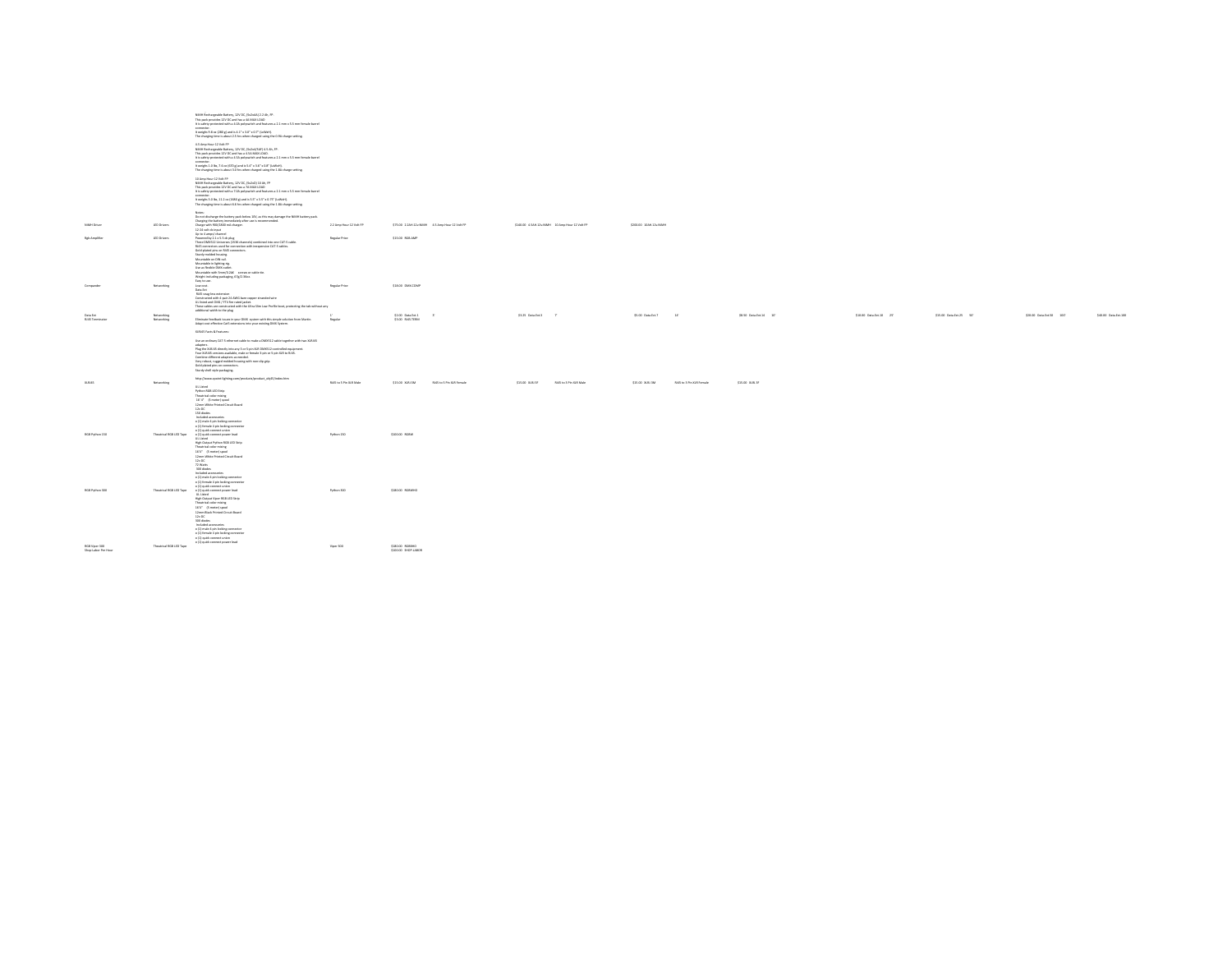| | | | | | | | | | | | | | | | | | | |
|---|---|---|---|---|---|---|---|---|---|---|---|---|---|---|---|---|---|---|
| NiMH Driver | LED Drivers | NiMH Rechargeable Battery, 12V DC (5x2x2A) 2.2 Ah, FP<br>This pack provides 12V DC and has a 4Ω MAX LOAD.<br>It is safety protected with a 4.0A polyswitch and features a 2.1 mm x 5.5 mm female barrel connector.<br>It weighs 9.8 oz (280 g) and is 4.1" x 3.0" x 0.7" (LxWxH).<br>The charging time is about 2.5 hrs when charged using the 0.9A charge setting.<br><br>4.5 Amp Hour 12 Volt FP<br>NiMH Rechargeable Battery, 12V DC (5x2x5/4A) 4.5 Ah, FP<br>This pack provides 12V DC and has a 4.5A MAX LOAD.<br>It is safety protected with a 4.5A polyswitch and features a 2.1 mm x 5.5 mm female barrel connector.<br>It weighs 1.0 lbs, 7.0 oz (635 g) and is 5.4" x 3.6" x 0.8" (LxWxH).<br>The charging time is about 3.0 hrs when charged using the 1.8A charge setting.<br><br>10 Amp Hour 12 Volt FP<br>NiMH Rechargeable Battery, 12V DC (5x2xD) 10 Ah, FP<br>This pack provides 12V DC and has a 7A MAX LOAD.<br>It is safety protected with a 7.0A polyswitch and features a 2.1 mm x 5.5 mm female barrel connector.<br>It weighs 3.0 lbs, 11.2 oz (1683 g) and is 5.5" x 3.5" x 0.75" (LxWxH).<br>The charging time is about 8.4 hrs when charged using the 1.8A charge setting.<br><br>Notes:<br>Do not discharge the battery pack below 10V, as this may damage the NiMH battery pack.<br>Charging the battery immediately after use is recommended.<br>Charge with RBG/SBGB mill charger. | 2.2 Amp Hour 12 Volt FP | $75.00 2.2AH 12v NiMH | 4.5 Amp Hour 12 Volt FP | $148.00 4.5AH 12v NiMH | 10 Amp Hour 12 Volt FP | $200.00 10AH 12v NiMH | | | | | | | | | | |
| Rgb Amplifier | LED Drivers | 12-24 volt dc input<br>Up to 4 amps/ channel<br>Powered by 2.1 x 5.5 dc plug | Regular Price | $15.00 RGB-AMP | | | | | | | | | | | | | | |
| Compander | Networking | Three DMX512 Universes (1536 channels) combined into one CAT-5 cable.<br>RJ45 connectors used for connection with inexpensive CAT-5 cables.<br>Gold plated pins on RJ45 connectors.<br>Sturdy molded housing.<br>Mountable on DIN rail.<br>Mountable in lighting rig.<br>Use as flexible DMX outlet.<br>Mountable with 5mm/0.2" screws or cable tie.<br>Weight including packaging: 67g/2.36oz.<br>Easy to use. | Regular Price | $18.00 DMX-COMP | | | | | | | | | | | | | | |
| Data Ext | Networking | Live wire<br>Data Ext<br>RJ45 snag-less extension<br>Constructed with 4 pair 24 AWG bare copper stranded wire<br>UL listed and CMG / FT-4 fire rated jacket<br>These cables are constructed with the Ultra Slim Low Profile boot, protecting the tab without any additional width to the plug | 1' | $2.00 Data Ext 1 | 3' | $3.35 Data Ext 3 | 7' | $5.00 Data Ext 7 | 14' | $8.50 Data Ext 14 | 10' | $14.00 Data Ext 10 | 25' | $15.00 Data Ext 25 | 50' | $28.00 Data Ext 50 | 100' | $40.00 Data Ext 100 |
| RJ45 Termination | Networking | Eliminate feedback issues in your DMX system with this simple solution from Martin.<br>Adapt cost effective Cat5 extensions into your existing DMX System. | Regular | $3.00 RJ45-TERM | | | | | | | | | | | | | | |
| XLR45 | Networking | XLR45 Facts & Features:<br><br>Use an ordinary CAT-5 ethernet cable to make a DMX512 cable together with two XLR45 adapters.<br>Plug the XLR45 directly into any 3 or 5 pin XLR DMX512 controlled equipment.<br>Four XLR45 versions available, male or female 3 pin or 5 pin XLR to RJ45.<br>Combine different adapters as needed.<br>Very robust, rugged molded housing with non slip grip.<br>Gold plated pins on connectors.<br>Sturdy shelf style packaging.<br><br>http://www.quietlighting.com/products/product_xlr45/index.htm | RJ45 to 5 Pin XLR Male | $15.00 XLR-5M | RJ45 to 5 Pin XLR Female | $15.00 XLR-5F | RJ45 to 3 Pin XLR Male | $15.00 XLR-3M | RJ45 to 3 Pin XLR Female | $15.00 XLR-3F | | | | | | | | |
| RGB Python 150 | Theatrical RGB LED Tape | UL Listed<br>Python RGB LED Strip<br>Theatrical color mixing<br>16' 3" (5 meter) spool<br>12mm White Printed Circuit Board<br>12v DC<br>150 diodes<br>Included accessories<br>x (1) male 4 pin locking connector<br>x (1) female 4 pin locking connector<br>x (1) quick connect union<br>x (1) quick connect power lead | Python 150 | $150.00 RGBW | | | | | | | | | | | | | | |
| RGB Python 300 | Theatrical RGB LED Tape | UL Listed<br>High Output Python RGB LED Strip<br>Theatrical color mixing<br>16'3" (5 meter) spool<br>12mm White Printed Circuit Board<br>12v DC<br>72 Watts<br>300 diodes<br>Included accessories<br>x (1) male 4 pin locking connector<br>x (1) female 4 pin locking connector<br>x (1) quick connect union<br>x (1) quick connect power lead | Python 300 | $180.00 RGBWHO | | | | | | | | | | | | | | |
| RGB Viper 300 | Theatrical RGB LED Tape | UL Listed<br>High Output Viper RGB LED Strip<br>Theatrical color mixing<br>16'3" (5 meter) spool<br>12mm Black Printed Circuit Board<br>12v DC<br>300 diodes<br>Included accessories<br>x (1) male 4 pin locking connector<br>x (1) female 4 pin locking connector<br>x (1) quick connect union<br>x (1) quick connect power lead | Viper 300 | $180.00 RGBBHO | | | | | | | | | | | | | | |
| Shop Labor Per Hour | | | | $30.00 SHOP LABOR | | | | | | | | | | | | | | |